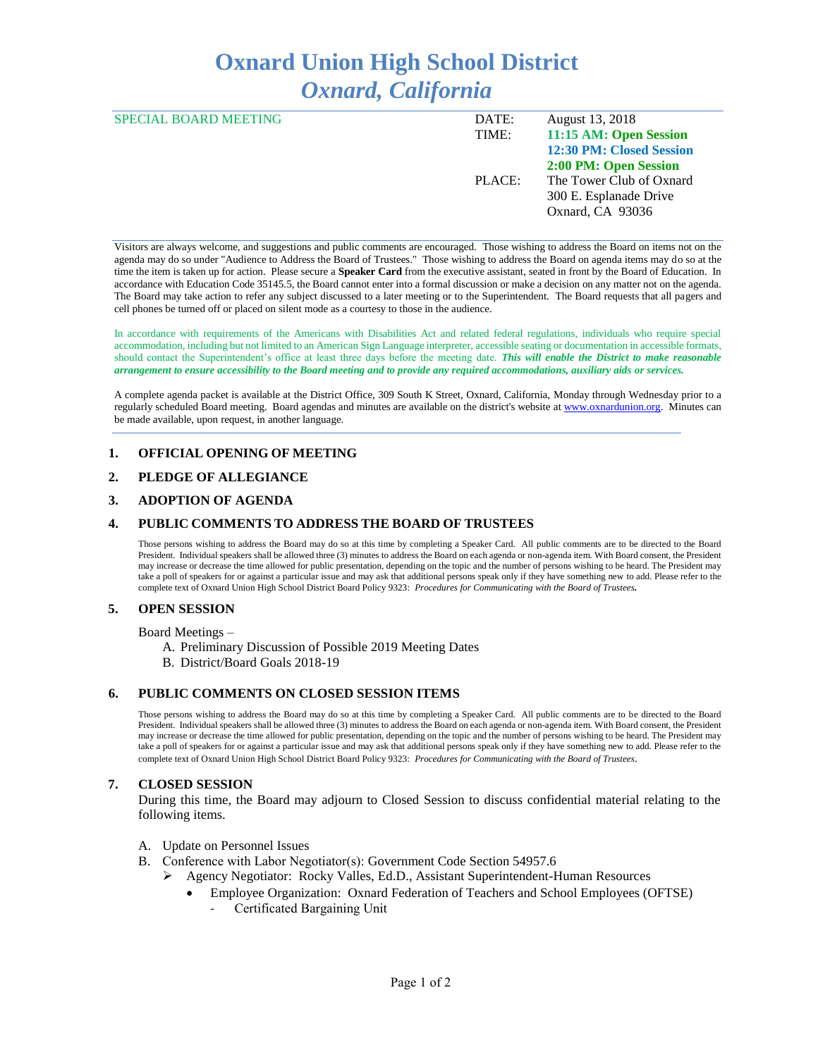# Oxnard Union High School District
## *Oxnard, California*

SPECIAL BOARD MEETING

DATE: August 13, 2018
TIME: **11:15 AM: Open Session**
**12:30 PM: Closed Session**
**2:00 PM: Open Session**
PLACE: The Tower Club of Oxnard
300 E. Esplanade Drive
Oxnard, CA 93036

Visitors are always welcome, and suggestions and public comments are encouraged. Those wishing to address the Board on items not on the agenda may do so under "Audience to Address the Board of Trustees." Those wishing to address the Board on agenda items may do so at the time the item is taken up for action. Please secure a **Speaker Card** from the executive assistant, seated in front by the Board of Education. In accordance with Education Code 35145.5, the Board cannot enter into a formal discussion or make a decision on any matter not on the agenda. The Board may take action to refer any subject discussed to a later meeting or to the Superintendent. The Board requests that all pagers and cell phones be turned off or placed on silent mode as a courtesy to those in the audience.

In accordance with requirements of the Americans with Disabilities Act and related federal regulations, individuals who require special accommodation, including but not limited to an American Sign Language interpreter, accessible seating or documentation in accessible formats, should contact the Superintendent's office at least three days before the meeting date. ***This will enable the District to make reasonable arrangement to ensure accessibility to the Board meeting and to provide any required accommodations, auxiliary aids or services.***

A complete agenda packet is available at the District Office, 309 South K Street, Oxnard, California, Monday through Wednesday prior to a regularly scheduled Board meeting. Board agendas and minutes are available on the district's website at www.oxnardunion.org. Minutes can be made available, upon request, in another language.

### 1. OFFICIAL OPENING OF MEETING

### 2. PLEDGE OF ALLEGIANCE

### 3. ADOPTION OF AGENDA

### 4. PUBLIC COMMENTS TO ADDRESS THE BOARD OF TRUSTEES

Those persons wishing to address the Board may do so at this time by completing a Speaker Card. All public comments are to be directed to the Board President. Individual speakers shall be allowed three (3) minutes to address the Board on each agenda or non-agenda item. With Board consent, the President may increase or decrease the time allowed for public presentation, depending on the topic and the number of persons wishing to be heard. The President may take a poll of speakers for or against a particular issue and may ask that additional persons speak only if they have something new to add. Please refer to the complete text of Oxnard Union High School District Board Policy 9323: ***Procedures for Communicating with the Board of Trustees.***

### 5. OPEN SESSION

Board Meetings –

A. Preliminary Discussion of Possible 2019 Meeting Dates
B. District/Board Goals 2018-19

### 6. PUBLIC COMMENTS ON CLOSED SESSION ITEMS

Those persons wishing to address the Board may do so at this time by completing a Speaker Card. All public comments are to be directed to the Board President. Individual speakers shall be allowed three (3) minutes to address the Board on each agenda or non-agenda item. With Board consent, the President may increase or decrease the time allowed for public presentation, depending on the topic and the number of persons wishing to be heard. The President may take a poll of speakers for or against a particular issue and may ask that additional persons speak only if they have something new to add. Please refer to the complete text of Oxnard Union High School District Board Policy 9323: *Procedures for Communicating with the Board of Trustees*.

### 7. CLOSED SESSION

During this time, the Board may adjourn to Closed Session to discuss confidential material relating to the following items.

A. Update on Personnel Issues
B. Conference with Labor Negotiator(s): Government Code Section 54957.6
   - Agency Negotiator: Rocky Valles, Ed.D., Assistant Superintendent-Human Resources
     - Employee Organization: Oxnard Federation of Teachers and School Employees (OFTSE)
       - Certificated Bargaining Unit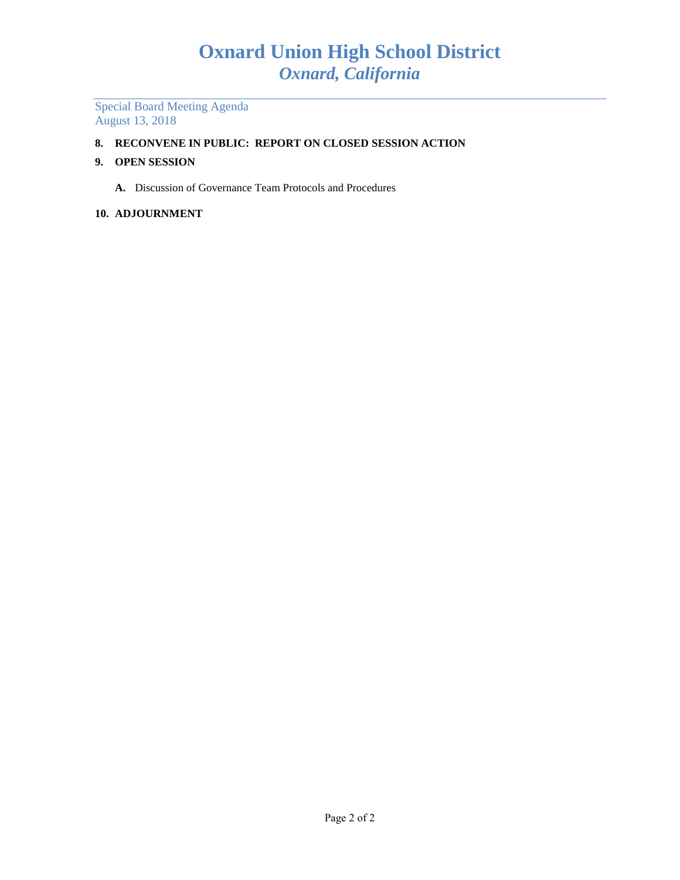**8. RECONVENE IN PUBLIC: REPORT ON CLOSED SESSION ACTION**

**9. OPEN SESSION**

**A.** Discussion of Governance Team Protocols and Procedures

**10. ADJOURNMENT**